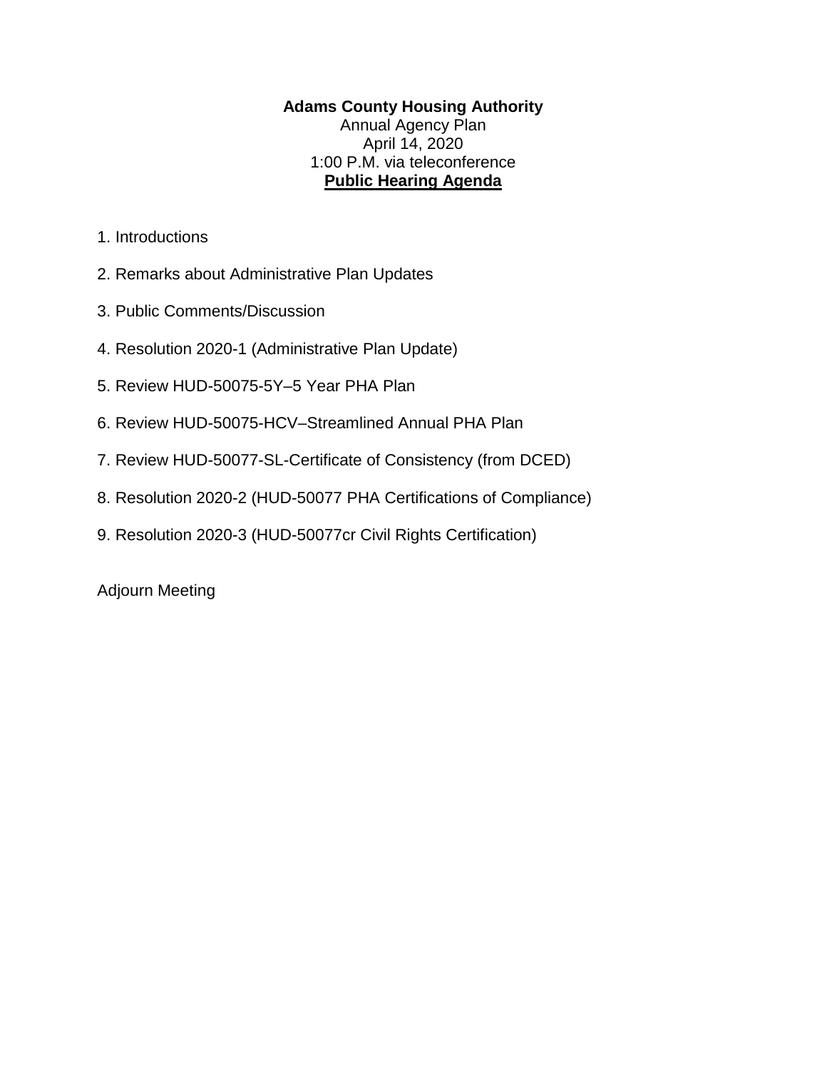**Adams County Housing Authority**
Annual Agency Plan
April 14, 2020
1:00 P.M. via teleconference
**Public Hearing Agenda**

1. Introductions

2. Remarks about Administrative Plan Updates

3. Public Comments/Discussion

4. Resolution 2020-1 (Administrative Plan Update)

5. Review HUD-50075-5Y–5 Year PHA Plan

6. Review HUD-50075-HCV–Streamlined Annual PHA Plan

7. Review HUD-50077-SL-Certificate of Consistency (from DCED)

8. Resolution 2020-2 (HUD-50077 PHA Certifications of Compliance)

9. Resolution 2020-3 (HUD-50077cr Civil Rights Certification)

Adjourn Meeting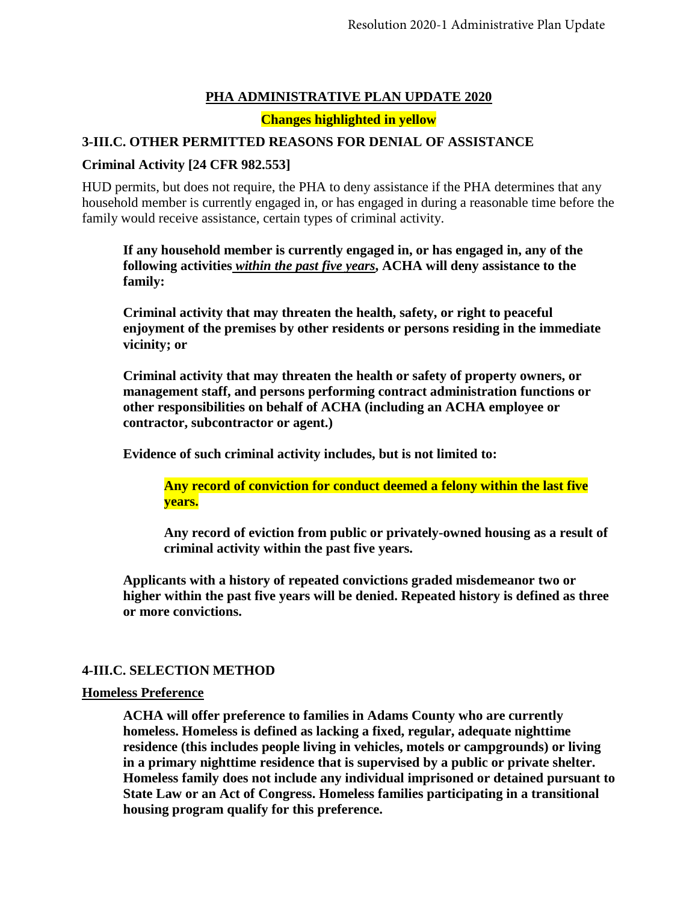## PHA ADMINISTRATIVE PLAN UPDATE 2020

**Changes highlighted in yellow**

### 3-III.C. OTHER PERMITTED REASONS FOR DENIAL OF ASSISTANCE

**Criminal Activity [24 CFR 982.553]**

HUD permits, but does not require, the PHA to deny assistance if the PHA determines that any household member is currently engaged in, or has engaged in during a reasonable time before the family would receive assistance, certain types of criminal activity.

> **If any household member is currently engaged in, or has engaged in, any of the following activities *within the past five years*, ACHA will deny assistance to the family:**
>
> **Criminal activity that may threaten the health, safety, or right to peaceful enjoyment of the premises by other residents or persons residing in the immediate vicinity; or**
>
> **Criminal activity that may threaten the health or safety of property owners, or management staff, and persons performing contract administration functions or other responsibilities on behalf of ACHA (including an ACHA employee or contractor, subcontractor or agent.)**
>
> **Evidence of such criminal activity includes, but is not limited to:**
>
> > **Any record of conviction for conduct deemed a felony within the last five years.**
> >
> > **Any record of eviction from public or privately-owned housing as a result of criminal activity within the past five years.**
>
> **Applicants with a history of repeated convictions graded misdemeanor two or higher within the past five years will be denied. Repeated history is defined as three or more convictions.**

### 4-III.C. SELECTION METHOD

**Homeless Preference**

> **ACHA will offer preference to families in Adams County who are currently homeless. Homeless is defined as lacking a fixed, regular, adequate nighttime residence (this includes people living in vehicles, motels or campgrounds) or living in a primary nighttime residence that is supervised by a public or private shelter. Homeless family does not include any individual imprisoned or detained pursuant to State Law or an Act of Congress. Homeless families participating in a transitional housing program qualify for this preference.**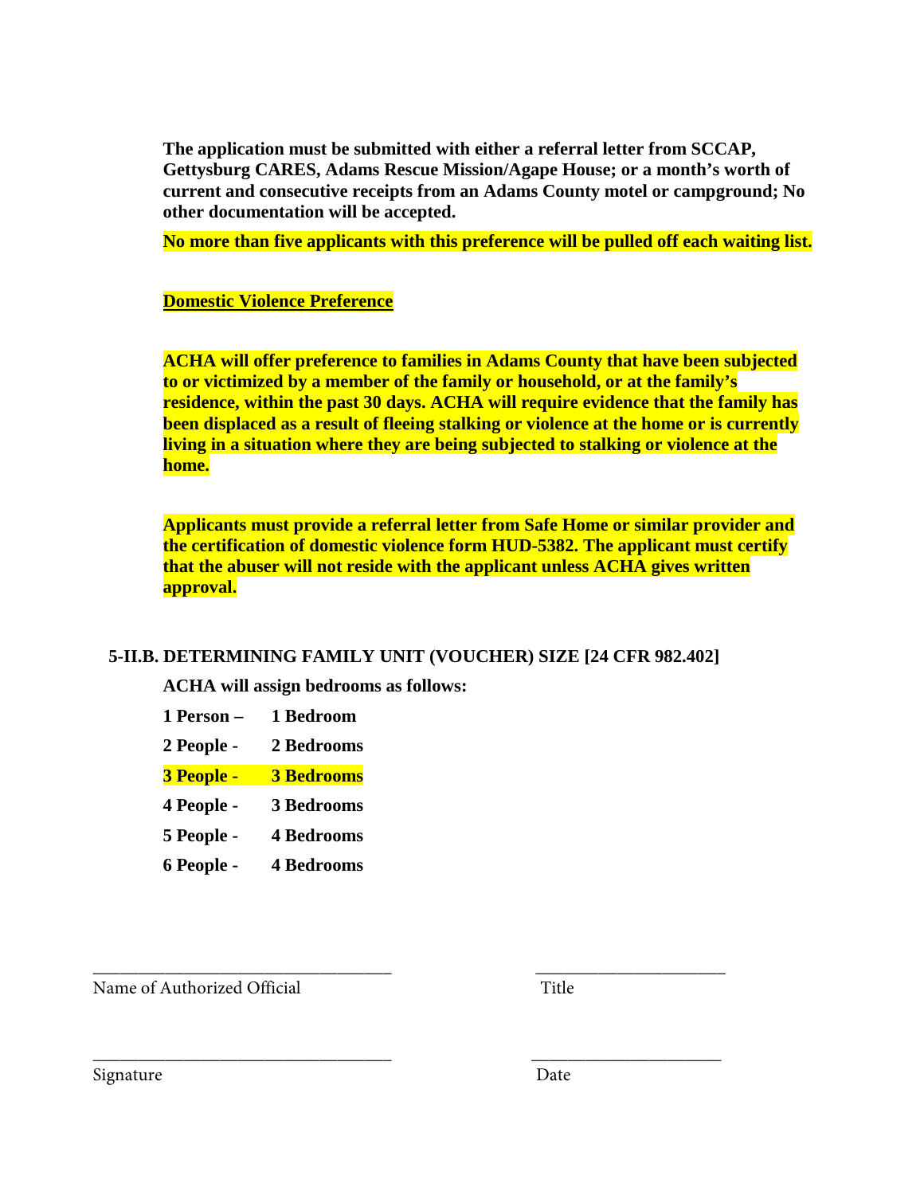**The application must be submitted with either a referral letter from SCCAP, Gettysburg CARES, Adams Rescue Mission/Agape House; or a month's worth of current and consecutive receipts from an Adams County motel or campground; No other documentation will be accepted.**

**No more than five applicants with this preference will be pulled off each waiting list.**

**<u>Domestic Violence Preference</u>**

**ACHA will offer preference to families in Adams County that have been subjected to or victimized by a member of the family or household, or at the family's residence, within the past 30 days. ACHA will require evidence that the family has been displaced as a result of fleeing stalking or violence at the home or is currently living in a situation where they are being subjected to stalking or violence at the home.**

**Applicants must provide a referral letter from Safe Home or similar provider and the certification of domestic violence form HUD-5382. The applicant must certify that the abuser will not reside with the applicant unless ACHA gives written approval.**

### 5-II.B. DETERMINING FAMILY UNIT (VOUCHER) SIZE [24 CFR 982.402]

**ACHA will assign bedrooms as follows:**

| | |
|---|---|
| **1 Person –** | **1 Bedroom** |
| **2 People -** | **2 Bedrooms** |
| **3 People -** | **3 Bedrooms** |
| **4 People -** | **3 Bedrooms** |
| **5 People -** | **4 Bedrooms** |
| **6 People -** | **4 Bedrooms** |

\_\_\_\_\_\_\_\_\_\_\_\_\_\_\_\_\_\_\_\_\_\_\_\_\_\_\_\_\_\_\_\_\_\_ \_\_\_\_\_\_\_\_\_\_\_\_\_\_\_\_\_\_\_\_\_\_
Name of Authorized Official Title

\_\_\_\_\_\_\_\_\_\_\_\_\_\_\_\_\_\_\_\_\_\_\_\_\_\_\_\_\_\_\_\_\_\_ \_\_\_\_\_\_\_\_\_\_\_\_\_\_\_\_\_\_\_\_\_\_
Signature Date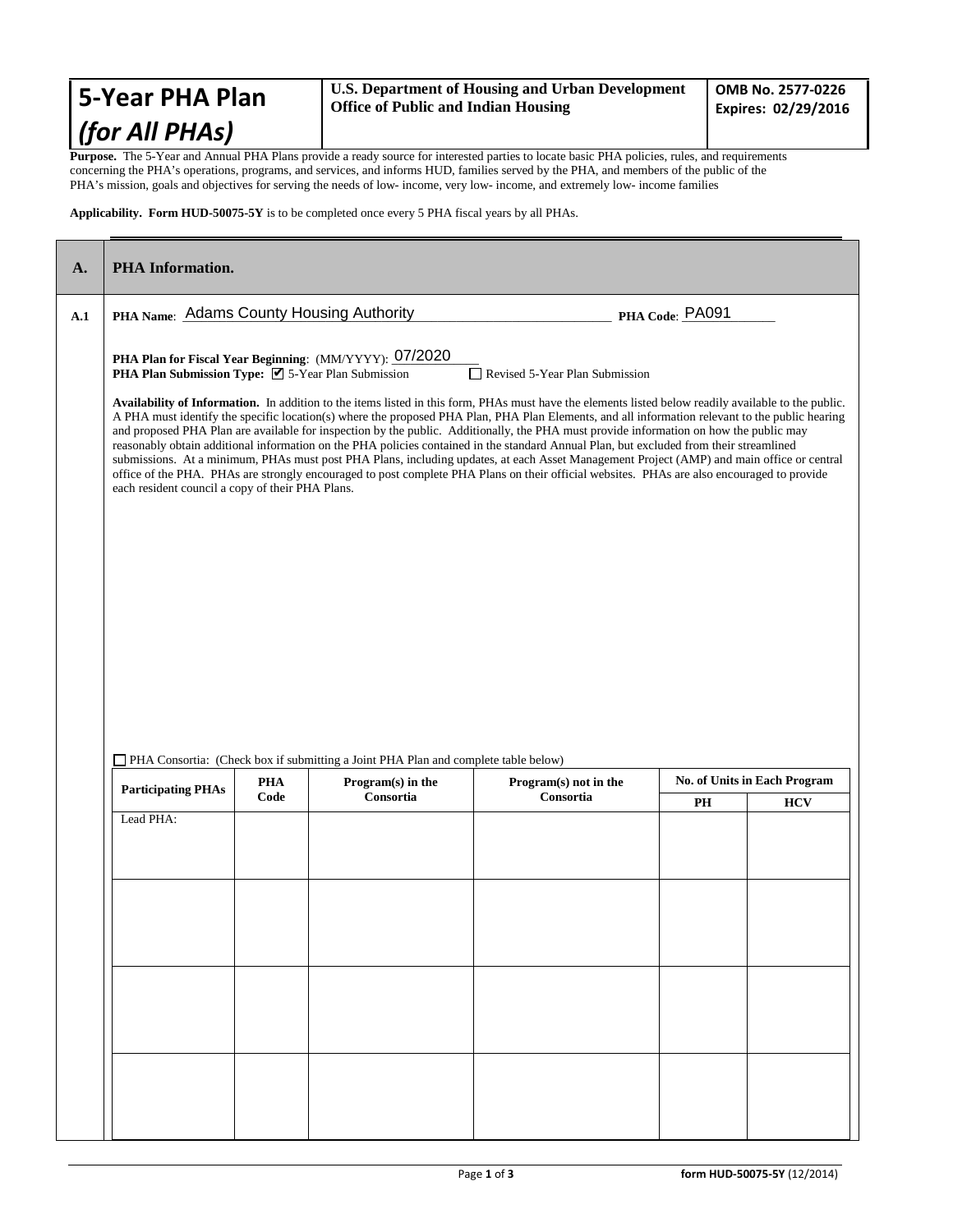| 5-Year PHA Plan *(for All PHAs)* | U.S. Department of Housing and Urban Development Office of Public and Indian Housing | OMB No. 2577-0226 Expires: 02/29/2016 |
|---|---|---|

**Purpose.** The 5-Year and Annual PHA Plans provide a ready source for interested parties to locate basic PHA policies, rules, and requirements concerning the PHA's operations, programs, and services, and informs HUD, families served by the PHA, and members of the public of the PHA's mission, goals and objectives for serving the needs of low- income, very low- income, and extremely low- income families

**Applicability. Form HUD-50075-5Y** is to be completed once every 5 PHA fiscal years by all PHAs.

## A. PHA Information.

**A.1** **PHA Name**: Adams County Housing Authority **PHA Code**: PA091

**PHA Plan for Fiscal Year Beginning**: (MM/YYYY): 07/2020

**PHA Plan Submission Type:** ☑ 5-Year Plan Submission ☐ Revised 5-Year Plan Submission

**Availability of Information.** In addition to the items listed in this form, PHAs must have the elements listed below readily available to the public. A PHA must identify the specific location(s) where the proposed PHA Plan, PHA Plan Elements, and all information relevant to the public hearing and proposed PHA Plan are available for inspection by the public. Additionally, the PHA must provide information on how the public may reasonably obtain additional information on the PHA policies contained in the standard Annual Plan, but excluded from their streamlined submissions. At a minimum, PHAs must post PHA Plans, including updates, at each Asset Management Project (AMP) and main office or central office of the PHA. PHAs are strongly encouraged to post complete PHA Plans on their official websites. PHAs are also encouraged to provide each resident council a copy of their PHA Plans.

☐ PHA Consortia: (Check box if submitting a Joint PHA Plan and complete table below)

| Participating PHAs | PHA Code | Program(s) in the Consortia | Program(s) not in the Consortia | No. of Units in Each Program | |
|---|---|---|---|---|---|
| | | | | PH | HCV |
| Lead PHA: | | | | | |
| | | | | | |
| | | | | | |
| | | | | | |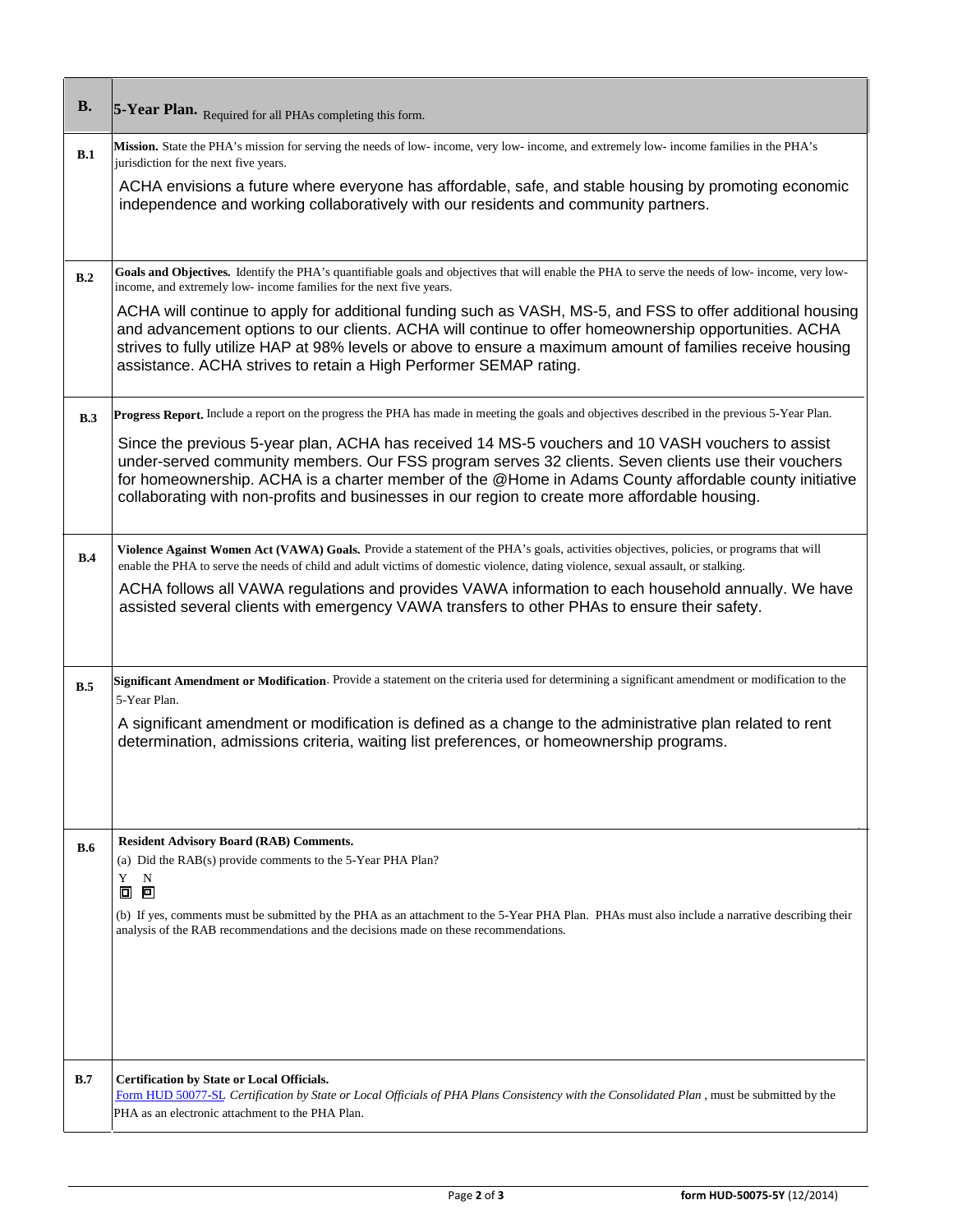| B. | **5-Year Plan.** Required for all PHAs completing this form. |
|---|---|
| **B.1** | **Mission.** State the PHA's mission for serving the needs of low- income, very low- income, and extremely low- income families in the PHA's jurisdiction for the next five years.<br><br>ACHA envisions a future where everyone has affordable, safe, and stable housing by promoting economic independence and working collaboratively with our residents and community partners. |
| **B.2** | **Goals and Objectives.** Identify the PHA's quantifiable goals and objectives that will enable the PHA to serve the needs of low- income, very low-income, and extremely low- income families for the next five years.<br><br>ACHA will continue to apply for additional funding such as VASH, MS-5, and FSS to offer additional housing and advancement options to our clients. ACHA will continue to offer homeownership opportunities. ACHA strives to fully utilize HAP at 98% levels or above to ensure a maximum amount of families receive housing assistance. ACHA strives to retain a High Performer SEMAP rating. |
| **B.3** | **Progress Report.** Include a report on the progress the PHA has made in meeting the goals and objectives described in the previous 5-Year Plan.<br><br>Since the previous 5-year plan, ACHA has received 14 MS-5 vouchers and 10 VASH vouchers to assist under-served community members. Our FSS program serves 32 clients. Seven clients use their vouchers for homeownership. ACHA is a charter member of the @Home in Adams County affordable county initiative collaborating with non-profits and businesses in our region to create more affordable housing. |
| **B.4** | **Violence Against Women Act (VAWA) Goals.** Provide a statement of the PHA's goals, activities objectives, policies, or programs that will enable the PHA to serve the needs of child and adult victims of domestic violence, dating violence, sexual assault, or stalking.<br><br>ACHA follows all VAWA regulations and provides VAWA information to each household annually. We have assisted several clients with emergency VAWA transfers to other PHAs to ensure their safety. |
| **B.5** | **Significant Amendment or Modification**. Provide a statement on the criteria used for determining a significant amendment or modification to the 5-Year Plan.<br><br>A significant amendment or modification is defined as a change to the administrative plan related to rent determination, admissions criteria, waiting list preferences, or homeownership programs. |
| **B.6** | **Resident Advisory Board (RAB) Comments.**<br>(a) Did the RAB(s) provide comments to the 5-Year PHA Plan?<br>Y N<br>☐ ☐<br><br>(b) If yes, comments must be submitted by the PHA as an attachment to the 5-Year PHA Plan. PHAs must also include a narrative describing their analysis of the RAB recommendations and the decisions made on these recommendations. |
| **B.7** | **Certification by State or Local Officials.**<br>Form HUD 50077-SL *Certification by State or Local Officials of PHA Plans Consistency with the Consolidated Plan* , must be submitted by the PHA as an electronic attachment to the PHA Plan. |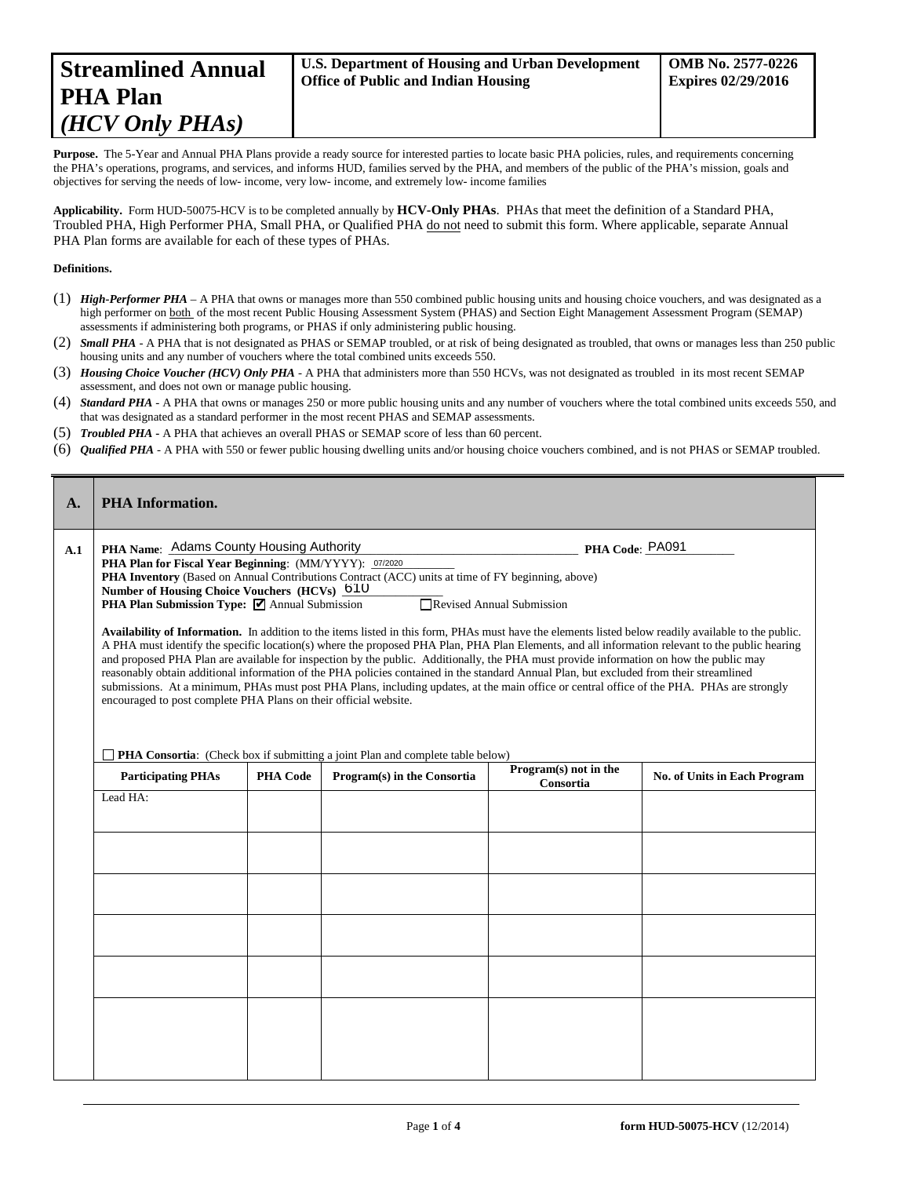| **Streamlined Annual PHA Plan** *(HCV Only PHAs)* | **U.S. Department of Housing and Urban Development Office of Public and Indian Housing** | **OMB No. 2577-0226 Expires 02/29/2016** |
|---|---|---|

**Purpose.** The 5-Year and Annual PHA Plans provide a ready source for interested parties to locate basic PHA policies, rules, and requirements concerning the PHA's operations, programs, and services, and informs HUD, families served by the PHA, and members of the public of the PHA's mission, goals and objectives for serving the needs of low- income, very low- income, and extremely low- income families

**Applicability.** Form HUD-50075-HCV is to be completed annually by **HCV-Only PHAs**. PHAs that meet the definition of a Standard PHA, Troubled PHA, High Performer PHA, Small PHA, or Qualified PHA do not need to submit this form. Where applicable, separate Annual PHA Plan forms are available for each of these types of PHAs.

**Definitions.**

(1) ***High-Performer PHA*** – A PHA that owns or manages more than 550 combined public housing units and housing choice vouchers, and was designated as a high performer on both of the most recent Public Housing Assessment System (PHAS) and Section Eight Management Assessment Program (SEMAP) assessments if administering both programs, or PHAS if only administering public housing.

(2) ***Small PHA*** - A PHA that is not designated as PHAS or SEMAP troubled, or at risk of being designated as troubled, that owns or manages less than 250 public housing units and any number of vouchers where the total combined units exceeds 550.

(3) ***Housing Choice Voucher (HCV) Only PHA*** - A PHA that administers more than 550 HCVs, was not designated as troubled in its most recent SEMAP assessment, and does not own or manage public housing.

(4) ***Standard PHA*** - A PHA that owns or manages 250 or more public housing units and any number of vouchers where the total combined units exceeds 550, and that was designated as a standard performer in the most recent PHAS and SEMAP assessments.

(5) ***Troubled PHA*** - A PHA that achieves an overall PHAS or SEMAP score of less than 60 percent.

(6) ***Qualified PHA*** - A PHA with 550 or fewer public housing dwelling units and/or housing choice vouchers combined, and is not PHAS or SEMAP troubled.

## A. PHA Information.

**A.1**

**PHA Name**: Adams County Housing Authority **PHA Code**: PA091

**PHA Plan for Fiscal Year Beginning**: (MM/YYYY): 07/2020

**PHA Inventory** (Based on Annual Contributions Contract (ACC) units at time of FY beginning, above)

**Number of Housing Choice Vouchers (HCVs)** 610

**PHA Plan Submission Type:** ☑ Annual Submission ☐ Revised Annual Submission

**Availability of Information.** In addition to the items listed in this form, PHAs must have the elements listed below readily available to the public. A PHA must identify the specific location(s) where the proposed PHA Plan, PHA Plan Elements, and all information relevant to the public hearing and proposed PHA Plan are available for inspection by the public. Additionally, the PHA must provide information on how the public may reasonably obtain additional information of the PHA policies contained in the standard Annual Plan, but excluded from their streamlined submissions. At a minimum, PHAs must post PHA Plans, including updates, at the main office or central office of the PHA. PHAs are strongly encouraged to post complete PHA Plans on their official website.

☐ **PHA Consortia**: (Check box if submitting a joint Plan and complete table below)

| Participating PHAs | PHA Code | Program(s) in the Consortia | Program(s) not in the Consortia | No. of Units in Each Program |
|---|---|---|---|---|
| Lead HA: | | | | |
| | | | | |
| | | | | |
| | | | | |
| | | | | |
| | | | | |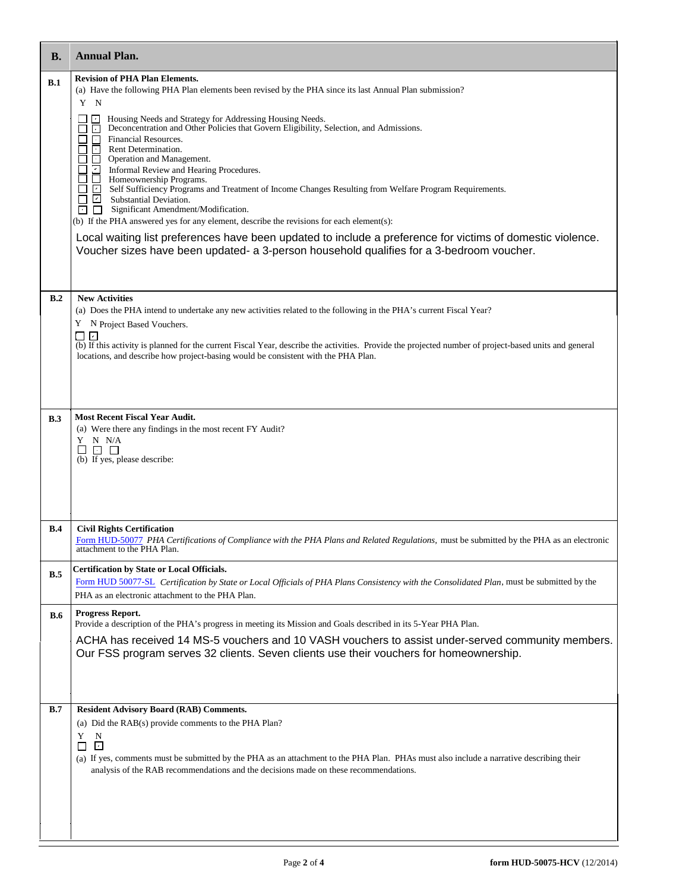| B. | Annual Plan. |
|---|---|
| B.1 | **Revision of PHA Plan Elements.**<br>(a) Have the following PHA Plan elements been revised by the PHA since its last Annual Plan submission?<br>Y N<br>☐ ☑ Housing Needs and Strategy for Addressing Housing Needs.<br>☐ ☑ Deconcentration and Other Policies that Govern Eligibility, Selection, and Admissions.<br>☐ ☑ Financial Resources.<br>☐ ☑ Rent Determination.<br>☐ ☑ Operation and Management.<br>☐ ☑ Informal Review and Hearing Procedures.<br>☐ ☐ Homeownership Programs.<br>☐ ☑ Self Sufficiency Programs and Treatment of Income Changes Resulting from Welfare Program Requirements.<br>☐ ☑ Substantial Deviation.<br>☑ ☐ Significant Amendment/Modification.<br>(b) If the PHA answered yes for any element, describe the revisions for each element(s):<br>Local waiting list preferences have been updated to include a preference for victims of domestic violence. Voucher sizes have been updated- a 3-person household qualifies for a 3-bedroom voucher. |
| B.2 | **New Activities**<br>(a) Does the PHA intend to undertake any new activities related to the following in the PHA's current Fiscal Year?<br>Y N Project Based Vouchers.<br>☐ ☑<br>(b) If this activity is planned for the current Fiscal Year, describe the activities. Provide the projected number of project-based units and general locations, and describe how project-basing would be consistent with the PHA Plan. |
| B.3 | **Most Recent Fiscal Year Audit.**<br>(a) Were there any findings in the most recent FY Audit?<br>Y N N/A<br>☐ ☑ ☐<br>(b) If yes, please describe: |
| B.4 | **Civil Rights Certification**<br>Form HUD-50077 *PHA Certifications of Compliance with the PHA Plans and Related Regulations,* must be submitted by the PHA as an electronic attachment to the PHA Plan. |
| B.5 | **Certification by State or Local Officials.**<br>Form HUD 50077-SL *Certification by State or Local Officials of PHA Plans Consistency with the Consolidated Plan*, must be submitted by the PHA as an electronic attachment to the PHA Plan. |
| B.6 | **Progress Report.**<br>Provide a description of the PHA's progress in meeting its Mission and Goals described in its 5-Year PHA Plan.<br>ACHA has received 14 MS-5 vouchers and 10 VASH vouchers to assist under-served community members. Our FSS program serves 32 clients. Seven clients use their vouchers for homeownership. |
| B.7 | **Resident Advisory Board (RAB) Comments.**<br>(a) Did the RAB(s) provide comments to the PHA Plan?<br>Y N<br>☐ ☑<br>(a) If yes, comments must be submitted by the PHA as an attachment to the PHA Plan. PHAs must also include a narrative describing their analysis of the RAB recommendations and the decisions made on these recommendations. |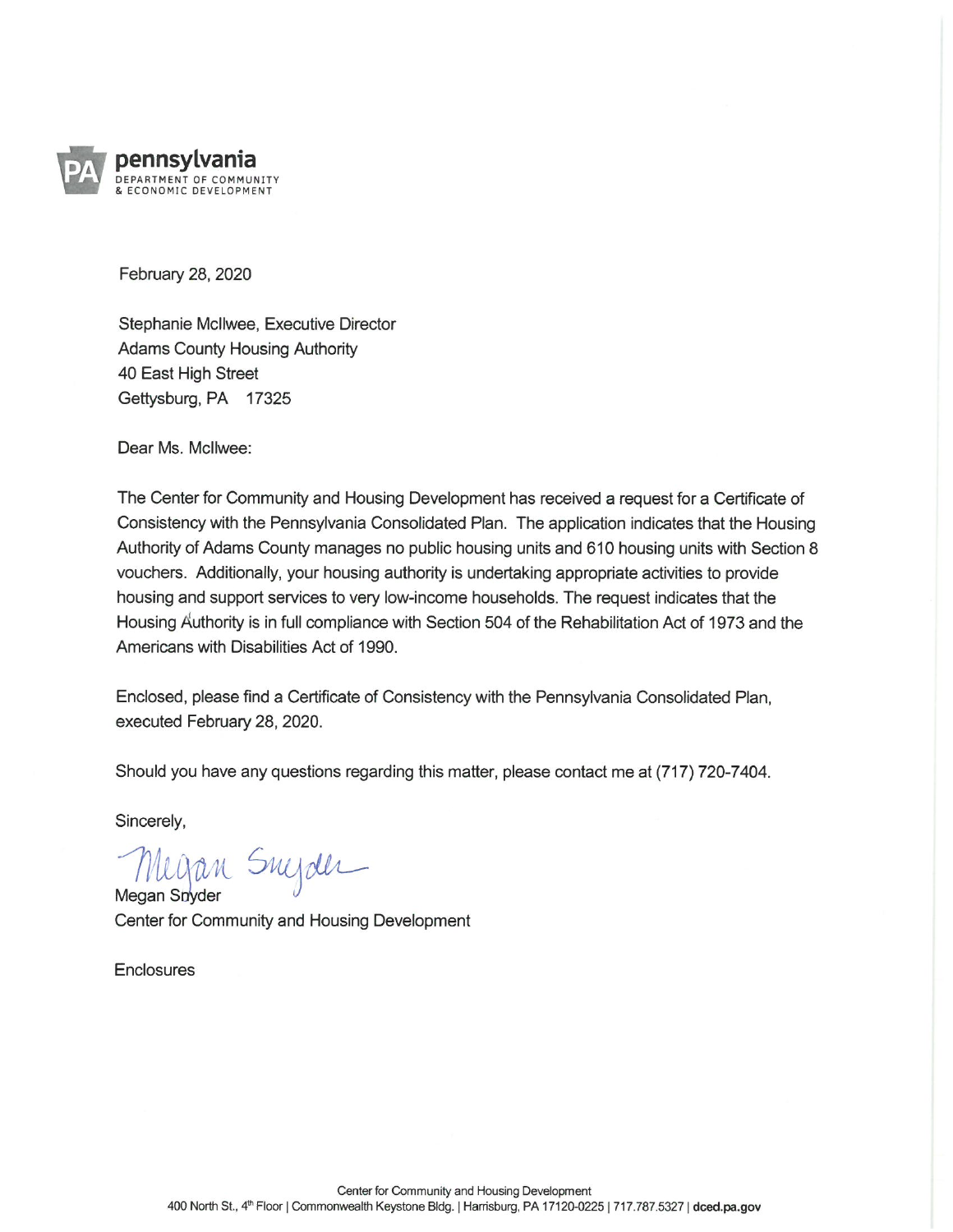**pennsylvania**
DEPARTMENT OF COMMUNITY
& ECONOMIC DEVELOPMENT

February 28, 2020

Stephanie McIlwee, Executive Director
Adams County Housing Authority
40 East High Street
Gettysburg, PA 17325

Dear Ms. McIlwee:

The Center for Community and Housing Development has received a request for a Certificate of Consistency with the Pennsylvania Consolidated Plan. The application indicates that the Housing Authority of Adams County manages no public housing units and 610 housing units with Section 8 vouchers. Additionally, your housing authority is undertaking appropriate activities to provide housing and support services to very low-income households. The request indicates that the Housing Authority is in full compliance with Section 504 of the Rehabilitation Act of 1973 and the Americans with Disabilities Act of 1990.

Enclosed, please find a Certificate of Consistency with the Pennsylvania Consolidated Plan, executed February 28, 2020.

Should you have any questions regarding this matter, please contact me at (717) 720-7404.

Sincerely,

Megan Snyder
Center for Community and Housing Development

Enclosures

Center for Community and Housing Development
400 North St., 4th Floor | Commonwealth Keystone Bldg. | Harrisburg, PA 17120-0225 | 717.787.5327 | **dced.pa.gov**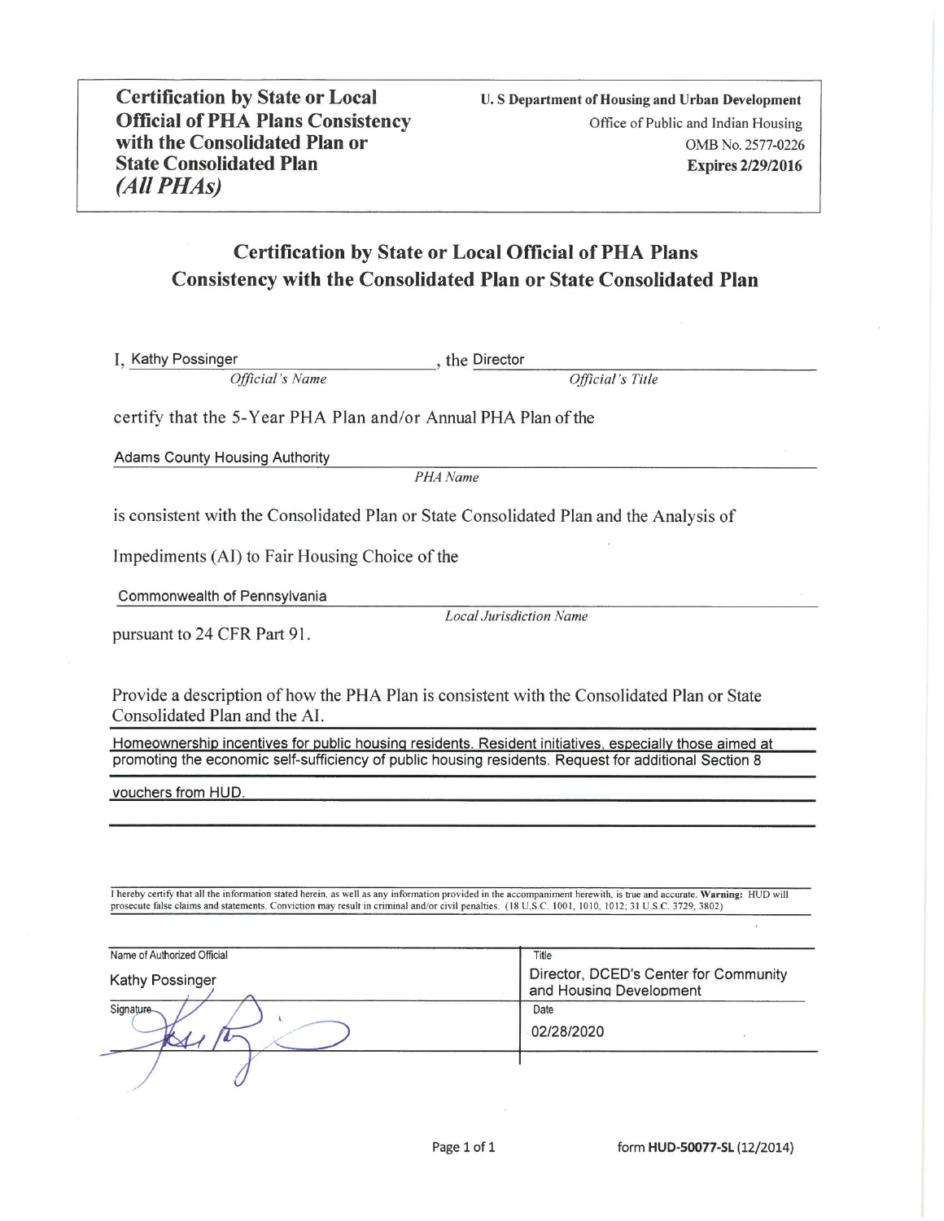| **Certification by State or Local Official of PHA Plans Consistency with the Consolidated Plan or State Consolidated Plan** *(All PHAs)* | **U. S Department of Housing and Urban Development** Office of Public and Indian Housing OMB No. 2577-0226 **Expires 2/29/2016** |
|---|---|

## Certification by State or Local Official of PHA Plans Consistency with the Consolidated Plan or State Consolidated Plan

I, Kathy Possinger, the Director
*Official's Name* *Official's Title*

certify that the 5-Year PHA Plan and/or Annual PHA Plan of the

Adams County Housing Authority
*PHA Name*

is consistent with the Consolidated Plan or State Consolidated Plan and the Analysis of Impediments (AI) to Fair Housing Choice of the

Commonwealth of Pennsylvania
*Local Jurisdiction Name*

pursuant to 24 CFR Part 91.

Provide a description of how the PHA Plan is consistent with the Consolidated Plan or State Consolidated Plan and the AI.

Homeownership incentives for public housing residents. Resident initiatives, especially those aimed at promoting the economic self-sufficiency of public housing residents. Request for additional Section 8 vouchers from HUD.

I hereby certify that all the information stated herein, as well as any information provided in the accompaniment herewith, is true and accurate. **Warning:** HUD will prosecute false claims and statements. Conviction may result in criminal and/or civil penalties. (18 U.S.C. 1001, 1010, 1012; 31 U.S.C. 3729, 3802)

| Name of Authorized Official | Title |
|---|---|
| Kathy Possinger | Director, DCED's Center for Community and Housing Development |
| Signature | Date |
| [signature] | 02/28/2020 |

form **HUD-50077-SL** (12/2014)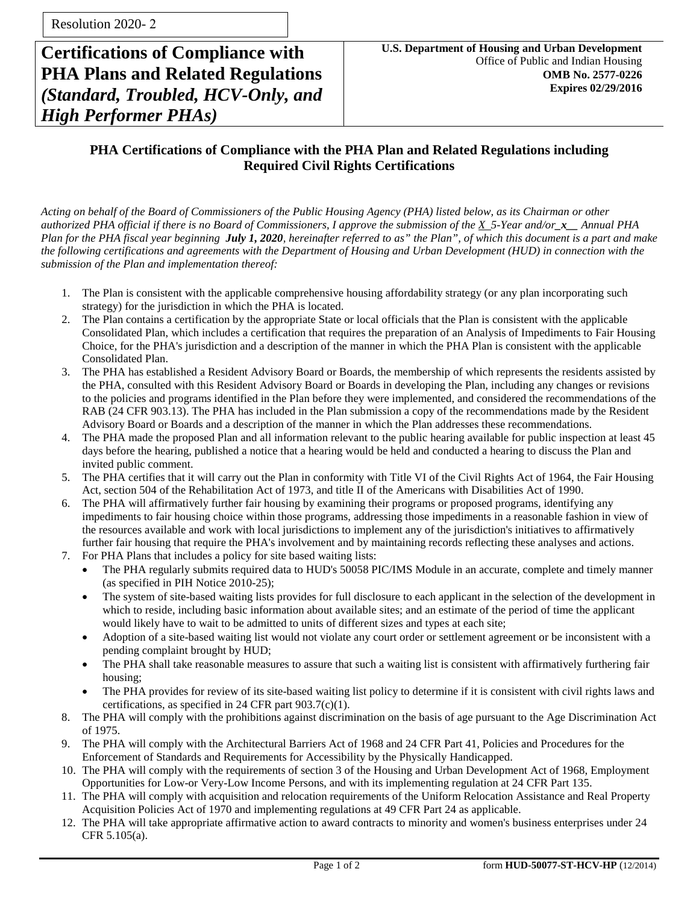Resolution 2020- 2

# Certifications of Compliance with PHA Plans and Related Regulations *(Standard, Troubled, HCV-Only, and High Performer PHAs)*

**U.S. Department of Housing and Urban Development**
Office of Public and Indian Housing
**OMB No. 2577-0226**
**Expires 02/29/2016**

## PHA Certifications of Compliance with the PHA Plan and Related Regulations including Required Civil Rights Certifications

*Acting on behalf of the Board of Commissioners of the Public Housing Agency (PHA) listed below, as its Chairman or other authorized PHA official if there is no Board of Commissioners, I approve the submission of the* *X* *5-Year and/or* ***x*** *Annual PHA Plan for the PHA fiscal year beginning* ***July 1, 2020****, hereinafter referred to as" the Plan", of which this document is a part and make the following certifications and agreements with the Department of Housing and Urban Development (HUD) in connection with the submission of the Plan and implementation thereof:*

1. The Plan is consistent with the applicable comprehensive housing affordability strategy (or any plan incorporating such strategy) for the jurisdiction in which the PHA is located.
2. The Plan contains a certification by the appropriate State or local officials that the Plan is consistent with the applicable Consolidated Plan, which includes a certification that requires the preparation of an Analysis of Impediments to Fair Housing Choice, for the PHA's jurisdiction and a description of the manner in which the PHA Plan is consistent with the applicable Consolidated Plan.
3. The PHA has established a Resident Advisory Board or Boards, the membership of which represents the residents assisted by the PHA, consulted with this Resident Advisory Board or Boards in developing the Plan, including any changes or revisions to the policies and programs identified in the Plan before they were implemented, and considered the recommendations of the RAB (24 CFR 903.13). The PHA has included in the Plan submission a copy of the recommendations made by the Resident Advisory Board or Boards and a description of the manner in which the Plan addresses these recommendations.
4. The PHA made the proposed Plan and all information relevant to the public hearing available for public inspection at least 45 days before the hearing, published a notice that a hearing would be held and conducted a hearing to discuss the Plan and invited public comment.
5. The PHA certifies that it will carry out the Plan in conformity with Title VI of the Civil Rights Act of 1964, the Fair Housing Act, section 504 of the Rehabilitation Act of 1973, and title II of the Americans with Disabilities Act of 1990.
6. The PHA will affirmatively further fair housing by examining their programs or proposed programs, identifying any impediments to fair housing choice within those programs, addressing those impediments in a reasonable fashion in view of the resources available and work with local jurisdictions to implement any of the jurisdiction's initiatives to affirmatively further fair housing that require the PHA's involvement and by maintaining records reflecting these analyses and actions.
7. For PHA Plans that includes a policy for site based waiting lists:
   - The PHA regularly submits required data to HUD's 50058 PIC/IMS Module in an accurate, complete and timely manner (as specified in PIH Notice 2010-25);
   - The system of site-based waiting lists provides for full disclosure to each applicant in the selection of the development in which to reside, including basic information about available sites; and an estimate of the period of time the applicant would likely have to wait to be admitted to units of different sizes and types at each site;
   - Adoption of a site-based waiting list would not violate any court order or settlement agreement or be inconsistent with a pending complaint brought by HUD;
   - The PHA shall take reasonable measures to assure that such a waiting list is consistent with affirmatively furthering fair housing;
   - The PHA provides for review of its site-based waiting list policy to determine if it is consistent with civil rights laws and certifications, as specified in 24 CFR part 903.7(c)(1).
8. The PHA will comply with the prohibitions against discrimination on the basis of age pursuant to the Age Discrimination Act of 1975.
9. The PHA will comply with the Architectural Barriers Act of 1968 and 24 CFR Part 41, Policies and Procedures for the Enforcement of Standards and Requirements for Accessibility by the Physically Handicapped.
10. The PHA will comply with the requirements of section 3 of the Housing and Urban Development Act of 1968, Employment Opportunities for Low-or Very-Low Income Persons, and with its implementing regulation at 24 CFR Part 135.
11. The PHA will comply with acquisition and relocation requirements of the Uniform Relocation Assistance and Real Property Acquisition Policies Act of 1970 and implementing regulations at 49 CFR Part 24 as applicable.
12. The PHA will take appropriate affirmative action to award contracts to minority and women's business enterprises under 24 CFR 5.105(a).

form **HUD-50077-ST-HCV-HP** (12/2014)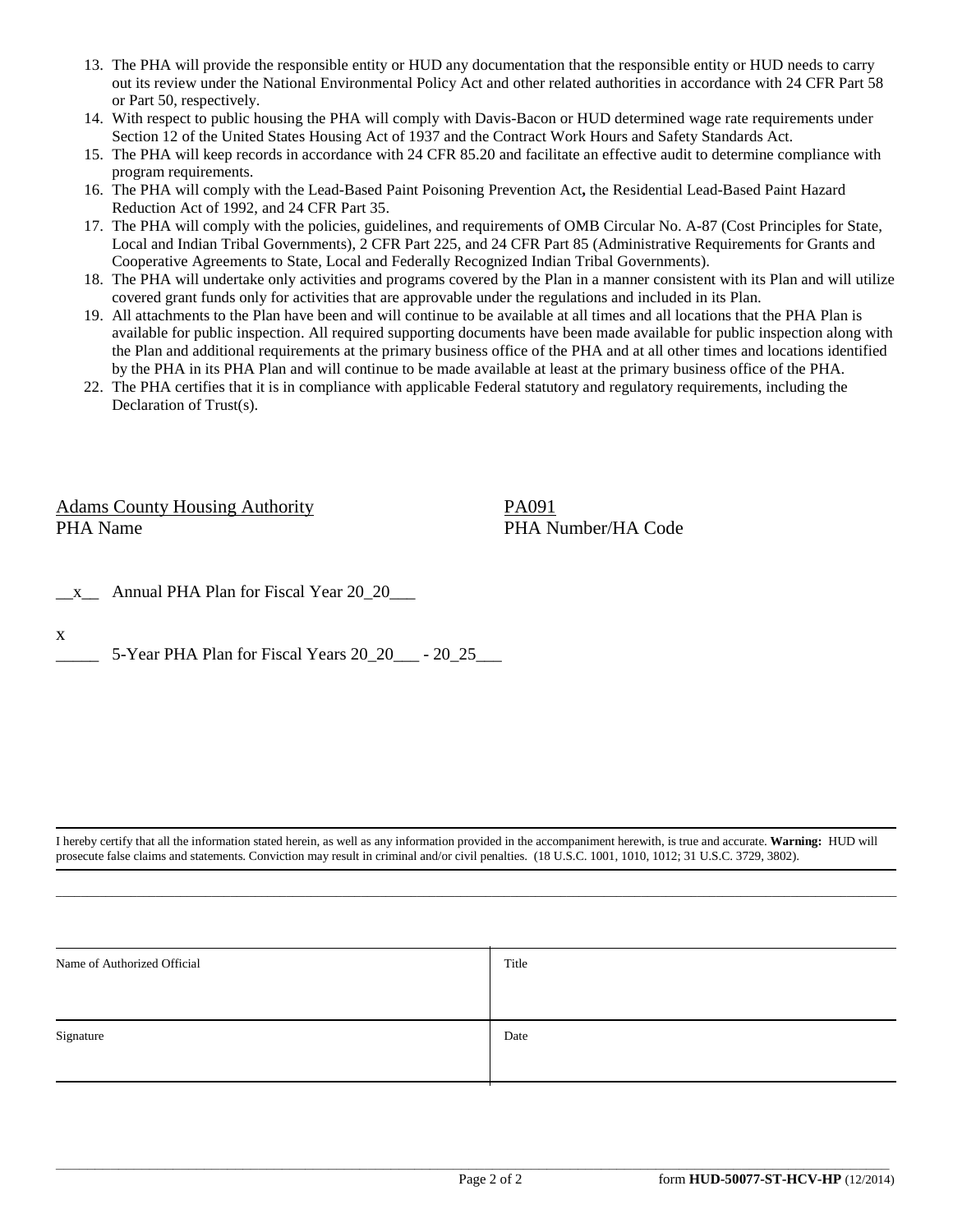13. The PHA will provide the responsible entity or HUD any documentation that the responsible entity or HUD needs to carry out its review under the National Environmental Policy Act and other related authorities in accordance with 24 CFR Part 58 or Part 50, respectively.
14. With respect to public housing the PHA will comply with Davis-Bacon or HUD determined wage rate requirements under Section 12 of the United States Housing Act of 1937 and the Contract Work Hours and Safety Standards Act.
15. The PHA will keep records in accordance with 24 CFR 85.20 and facilitate an effective audit to determine compliance with program requirements.
16. The PHA will comply with the Lead-Based Paint Poisoning Prevention Act**,** the Residential Lead-Based Paint Hazard Reduction Act of 1992, and 24 CFR Part 35.
17. The PHA will comply with the policies, guidelines, and requirements of OMB Circular No. A-87 (Cost Principles for State, Local and Indian Tribal Governments), 2 CFR Part 225, and 24 CFR Part 85 (Administrative Requirements for Grants and Cooperative Agreements to State, Local and Federally Recognized Indian Tribal Governments).
18. The PHA will undertake only activities and programs covered by the Plan in a manner consistent with its Plan and will utilize covered grant funds only for activities that are approvable under the regulations and included in its Plan.
19. All attachments to the Plan have been and will continue to be available at all times and all locations that the PHA Plan is available for public inspection. All required supporting documents have been made available for public inspection along with the Plan and additional requirements at the primary business office of the PHA and at all other times and locations identified by the PHA in its PHA Plan and will continue to be made available at least at the primary business office of the PHA.
22. The PHA certifies that it is in compliance with applicable Federal statutory and regulatory requirements, including the Declaration of Trust(s).

Adams County Housing Authority
PHA Name

PA091
PHA Number/HA Code

\_\_x\_\_ Annual PHA Plan for Fiscal Year 20_20___

x
_____ 5-Year PHA Plan for Fiscal Years 20_20___ - 20_25___

I hereby certify that all the information stated herein, as well as any information provided in the accompaniment herewith, is true and accurate. **Warning:** HUD will prosecute false claims and statements. Conviction may result in criminal and/or civil penalties. (18 U.S.C. 1001, 1010, 1012; 31 U.S.C. 3729, 3802).

| Name of Authorized Official | Title |
| --- | --- |
| Signature | Date |

form **HUD-50077-ST-HCV-HP** (12/2014)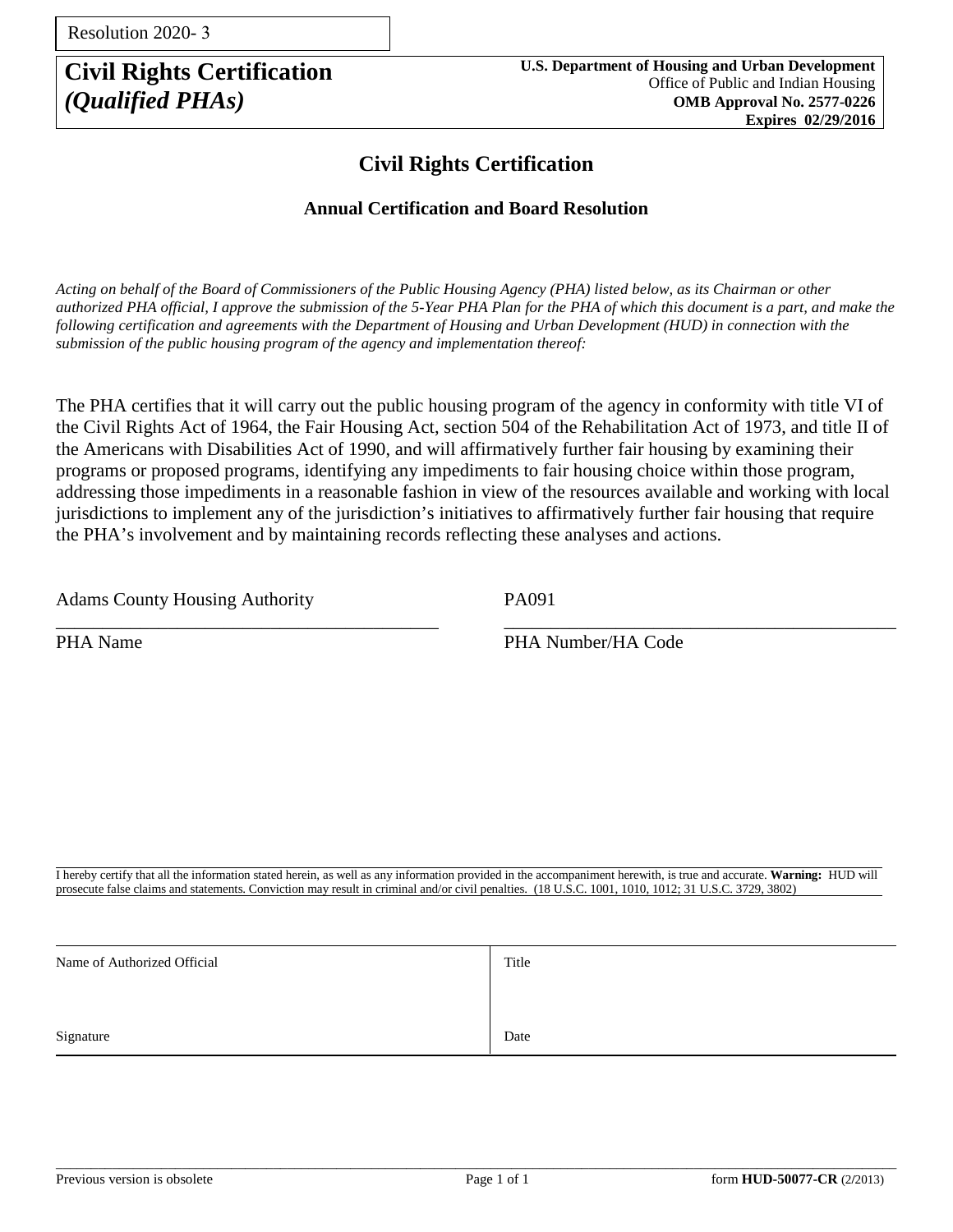Resolution 2020- 3

# Civil Rights Certification *(Qualified PHAs)*

**U.S. Department of Housing and Urban Development**
Office of Public and Indian Housing
**OMB Approval No. 2577-0226**
**Expires 02/29/2016**

## Civil Rights Certification

### Annual Certification and Board Resolution

*Acting on behalf of the Board of Commissioners of the Public Housing Agency (PHA) listed below, as its Chairman or other authorized PHA official, I approve the submission of the 5-Year PHA Plan for the PHA of which this document is a part, and make the following certification and agreements with the Department of Housing and Urban Development (HUD) in connection with the submission of the public housing program of the agency and implementation thereof:*

The PHA certifies that it will carry out the public housing program of the agency in conformity with title VI of the Civil Rights Act of 1964, the Fair Housing Act, section 504 of the Rehabilitation Act of 1973, and title II of the Americans with Disabilities Act of 1990, and will affirmatively further fair housing by examining their programs or proposed programs, identifying any impediments to fair housing choice within those program, addressing those impediments in a reasonable fashion in view of the resources available and working with local jurisdictions to implement any of the jurisdiction's initiatives to affirmatively further fair housing that require the PHA's involvement and by maintaining records reflecting these analyses and actions.

| | |
|---|---|
| Adams County Housing Authority | PA091 |
| PHA Name | PHA Number/HA Code |

I hereby certify that all the information stated herein, as well as any information provided in the accompaniment herewith, is true and accurate. **Warning:** HUD will prosecute false claims and statements. Conviction may result in criminal and/or civil penalties. (18 U.S.C. 1001, 1010, 1012; 31 U.S.C. 3729, 3802)

| | |
|---|---|
| Name of Authorized Official | Title |
| Signature | Date |

Previous version is obsolete

form **HUD-50077-CR** (2/2013)